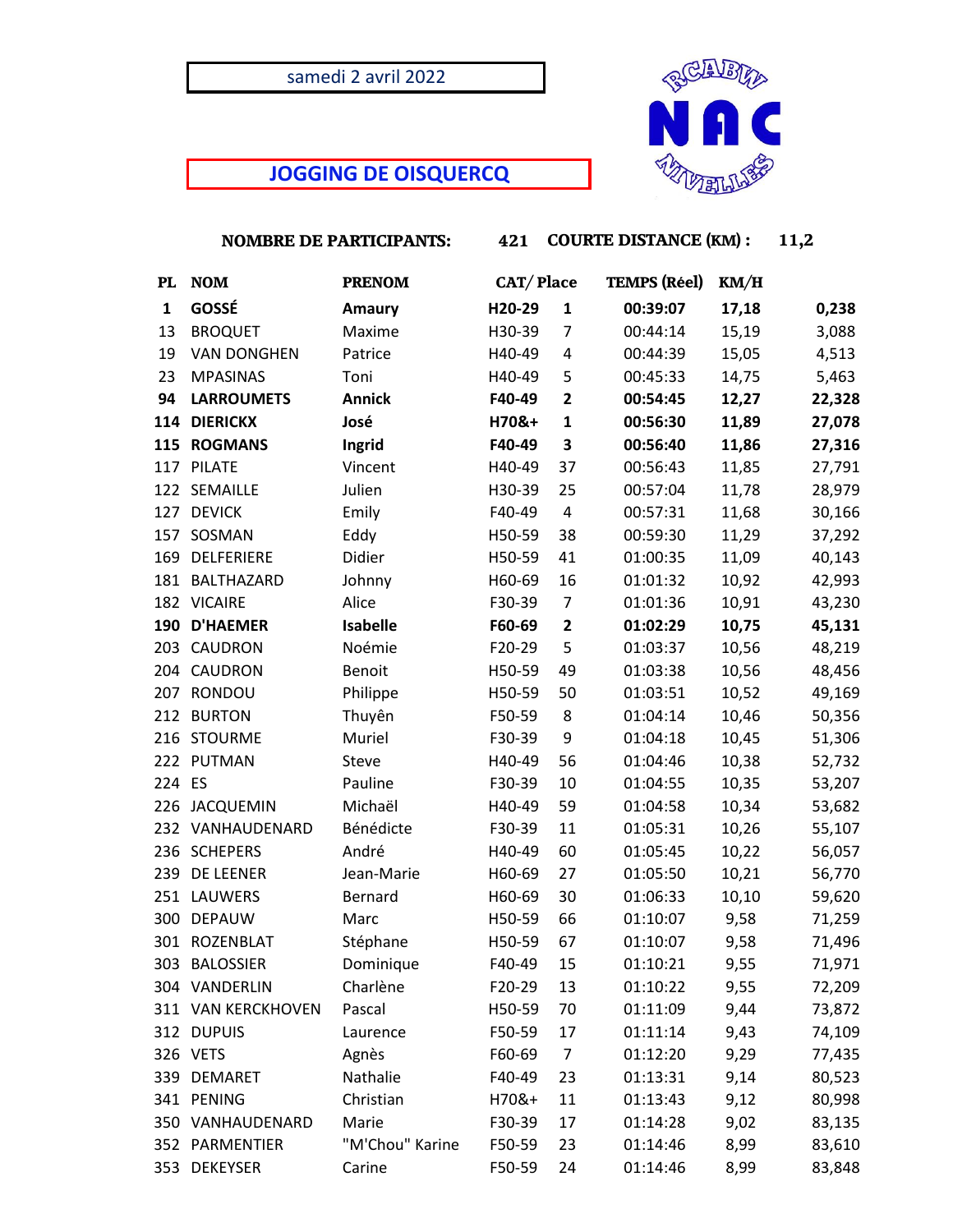samedi 2 avril 2022

# JOGGING DE OISQUERCQ

RCABW NAC NIVELLES

**NOMBRE DE PARTICIPANTS:** **421** **COURTE DISTANCE (KM) :** **11,2**

| PL | NOM | PRENOM | CAT/ | Place | TEMPS (Réel) | KM/H | |
|---|---|---|---|---|---|---|---|
| **1** | **GOSSÉ** | **Amaury** | **H20-29** | **1** | **00:39:07** | **17,18** | **0,238** |
| 13 | BROQUET | Maxime | H30-39 | 7 | 00:44:14 | 15,19 | 3,088 |
| 19 | VAN DONGHEN | Patrice | H40-49 | 4 | 00:44:39 | 15,05 | 4,513 |
| 23 | MPASINAS | Toni | H40-49 | 5 | 00:45:33 | 14,75 | 5,463 |
| **94** | **LARROUMETS** | **Annick** | **F40-49** | **2** | **00:54:45** | **12,27** | **22,328** |
| **114** | **DIERICKX** | **José** | **H70&+** | **1** | **00:56:30** | **11,89** | **27,078** |
| **115** | **ROGMANS** | **Ingrid** | **F40-49** | **3** | **00:56:40** | **11,86** | **27,316** |
| 117 | PILATE | Vincent | H40-49 | 37 | 00:56:43 | 11,85 | 27,791 |
| 122 | SEMAILLE | Julien | H30-39 | 25 | 00:57:04 | 11,78 | 28,979 |
| 127 | DEVICK | Emily | F40-49 | 4 | 00:57:31 | 11,68 | 30,166 |
| 157 | SOSMAN | Eddy | H50-59 | 38 | 00:59:30 | 11,29 | 37,292 |
| 169 | DELFERIERE | Didier | H50-59 | 41 | 01:00:35 | 11,09 | 40,143 |
| 181 | BALTHAZARD | Johnny | H60-69 | 16 | 01:01:32 | 10,92 | 42,993 |
| 182 | VICAIRE | Alice | F30-39 | 7 | 01:01:36 | 10,91 | 43,230 |
| **190** | **D'HAEMER** | **Isabelle** | **F60-69** | **2** | **01:02:29** | **10,75** | **45,131** |
| 203 | CAUDRON | Noémie | F20-29 | 5 | 01:03:37 | 10,56 | 48,219 |
| 204 | CAUDRON | Benoit | H50-59 | 49 | 01:03:38 | 10,56 | 48,456 |
| 207 | RONDOU | Philippe | H50-59 | 50 | 01:03:51 | 10,52 | 49,169 |
| 212 | BURTON | Thuyên | F50-59 | 8 | 01:04:14 | 10,46 | 50,356 |
| 216 | STOURME | Muriel | F30-39 | 9 | 01:04:18 | 10,45 | 51,306 |
| 222 | PUTMAN | Steve | H40-49 | 56 | 01:04:46 | 10,38 | 52,732 |
| 224 | ES | Pauline | F30-39 | 10 | 01:04:55 | 10,35 | 53,207 |
| 226 | JACQUEMIN | Michaël | H40-49 | 59 | 01:04:58 | 10,34 | 53,682 |
| 232 | VANHAUDENARD | Bénédicte | F30-39 | 11 | 01:05:31 | 10,26 | 55,107 |
| 236 | SCHEPERS | André | H40-49 | 60 | 01:05:45 | 10,22 | 56,057 |
| 239 | DE LEENER | Jean-Marie | H60-69 | 27 | 01:05:50 | 10,21 | 56,770 |
| 251 | LAUWERS | Bernard | H60-69 | 30 | 01:06:33 | 10,10 | 59,620 |
| 300 | DEPAUW | Marc | H50-59 | 66 | 01:10:07 | 9,58 | 71,259 |
| 301 | ROZENBLAT | Stéphane | H50-59 | 67 | 01:10:07 | 9,58 | 71,496 |
| 303 | BALOSSIER | Dominique | F40-49 | 15 | 01:10:21 | 9,55 | 71,971 |
| 304 | VANDERLIN | Charlène | F20-29 | 13 | 01:10:22 | 9,55 | 72,209 |
| 311 | VAN KERCKHOVEN | Pascal | H50-59 | 70 | 01:11:09 | 9,44 | 73,872 |
| 312 | DUPUIS | Laurence | F50-59 | 17 | 01:11:14 | 9,43 | 74,109 |
| 326 | VETS | Agnès | F60-69 | 7 | 01:12:20 | 9,29 | 77,435 |
| 339 | DEMARET | Nathalie | F40-49 | 23 | 01:13:31 | 9,14 | 80,523 |
| 341 | PENING | Christian | H70&+ | 11 | 01:13:43 | 9,12 | 80,998 |
| 350 | VANHAUDENARD | Marie | F30-39 | 17 | 01:14:28 | 9,02 | 83,135 |
| 352 | PARMENTIER | "M'Chou" Karine | F50-59 | 23 | 01:14:46 | 8,99 | 83,610 |
| 353 | DEKEYSER | Carine | F50-59 | 24 | 01:14:46 | 8,99 | 83,848 |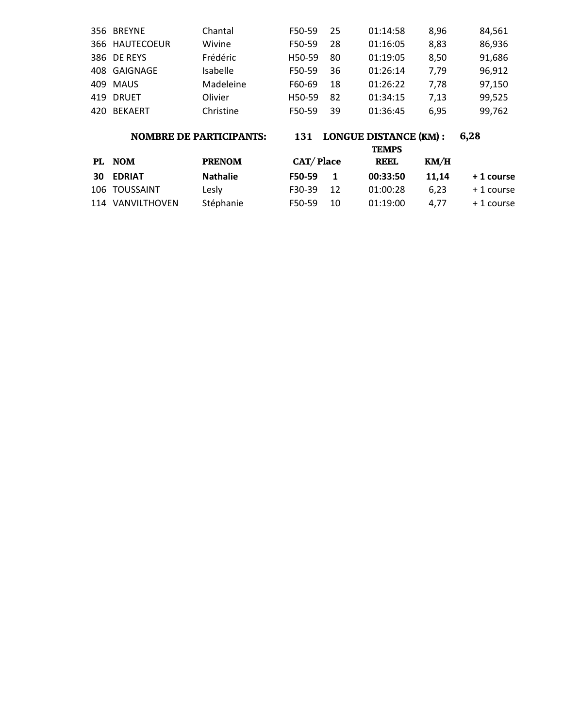| | | | | | | | |
|---|---|---|---|---|---|---|---|
| 356 | BREYNE | Chantal | F50-59 | 25 | 01:14:58 | 8,96 | 84,561 |
| 366 | HAUTECOEUR | Wivine | F50-59 | 28 | 01:16:05 | 8,83 | 86,936 |
| 386 | DE REYS | Frédéric | H50-59 | 80 | 01:19:05 | 8,50 | 91,686 |
| 408 | GAIGNAGE | Isabelle | F50-59 | 36 | 01:26:14 | 7,79 | 96,912 |
| 409 | MAUS | Madeleine | F60-69 | 18 | 01:26:22 | 7,78 | 97,150 |
| 419 | DRUET | Olivier | H50-59 | 82 | 01:34:15 | 7,13 | 99,525 |
| 420 | BEKAERT | Christine | F50-59 | 39 | 01:36:45 | 6,95 | 99,762 |

**NOMBRE DE PARTICIPANTS: 131 LONGUE DISTANCE (KM) : 6,28**

| PL | NOM | PRENOM | CAT/ Place | | TEMPS REEL | KM/H | |
|---|---|---|---|---|---|---|---|
| **30** | **EDRIAT** | **Nathalie** | **F50-59** | **1** | **00:33:50** | **11,14** | **+ 1 course** |
| 106 | TOUSSAINT | Lesly | F30-39 | 12 | 01:00:28 | 6,23 | + 1 course |
| 114 | VANVILTHOVEN | Stéphanie | F50-59 | 10 | 01:19:00 | 4,77 | + 1 course |